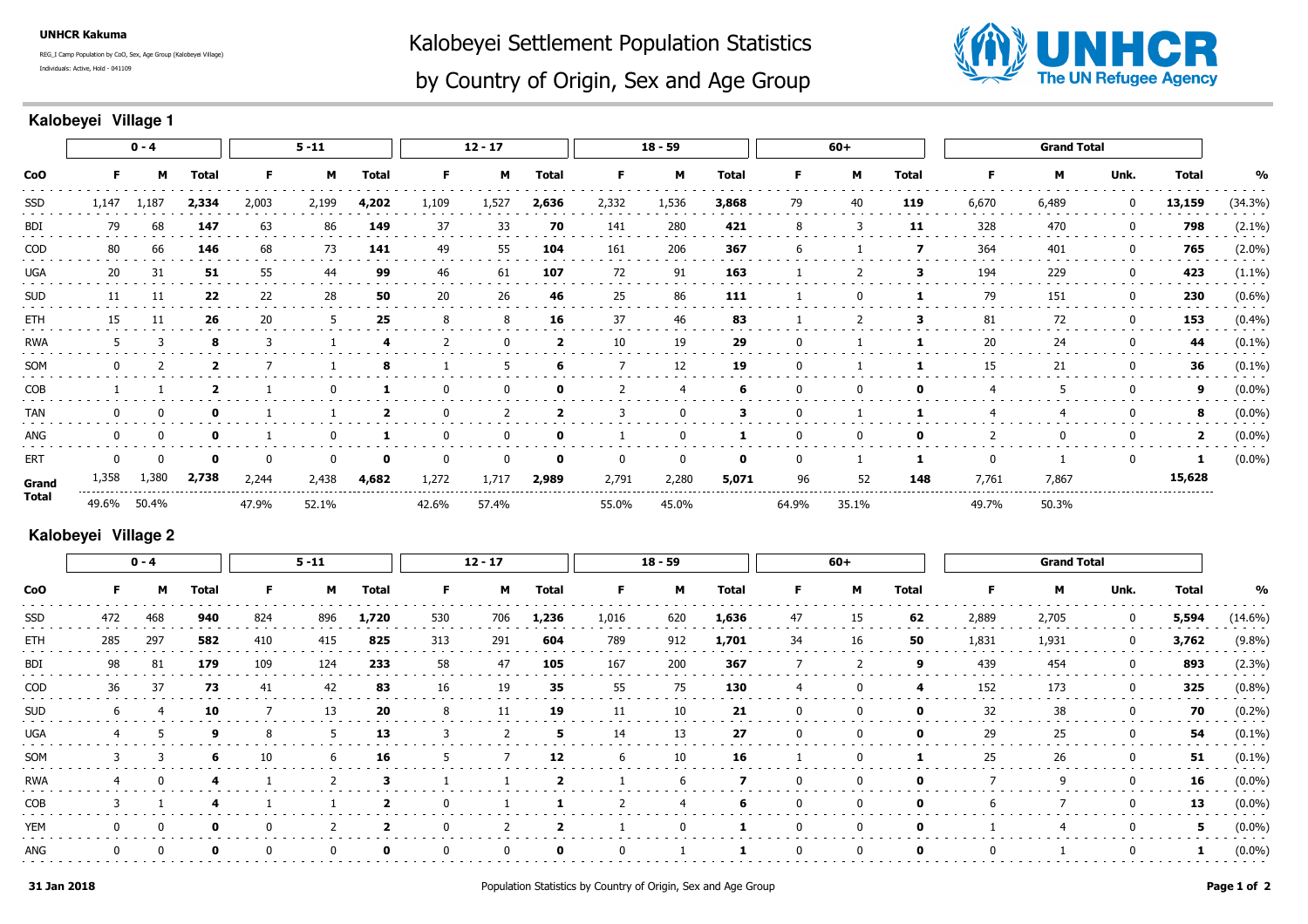**UNHCR Kakuma**

REG_I Camp Population by CoO, Sex, Age Group (Kalobeyei Village)

Individuals: Active, Hold - 041109

# Kalobeyei Settlement Population Statistics by Country of Origin, Sex and Age Group

## Kalobeyei Village 1

| | 0 - 4 | | | 5 -11 | | | 12 - 17 | | | 18 - 59 | | | 60+ | | | Grand Total | | | | |
|---|---|---|---|---|---|---|---|---|---|---|---|---|---|---|---|---|---|---|---|---|
| **CoO** | **F** | **M** | **Total** | **F** | **M** | **Total** | **F** | **M** | **Total** | **F** | **M** | **Total** | **F** | **M** | **Total** | **F** | **M** | **Unk.** | **Total** | **%** |
| SSD | 1,147 | 1,187 | **2,334** | 2,003 | 2,199 | **4,202** | 1,109 | 1,527 | **2,636** | 2,332 | 1,536 | **3,868** | 79 | 40 | **119** | 6,670 | 6,489 | 0 | **13,159** | (34.3%) |
| BDI | 79 | 68 | **147** | 63 | 86 | **149** | 37 | 33 | **70** | 141 | 280 | **421** | 8 | 3 | **11** | 328 | 470 | 0 | **798** | (2.1%) |
| COD | 80 | 66 | **146** | 68 | 73 | **141** | 49 | 55 | **104** | 161 | 206 | **367** | 6 | 1 | **7** | 364 | 401 | 0 | **765** | (2.0%) |
| UGA | 20 | 31 | **51** | 55 | 44 | **99** | 46 | 61 | **107** | 72 | 91 | **163** | 1 | 2 | **3** | 194 | 229 | 0 | **423** | (1.1%) |
| SUD | 11 | 11 | **22** | 22 | 28 | **50** | 20 | 26 | **46** | 25 | 86 | **111** | 1 | 0 | **1** | 79 | 151 | 0 | **230** | (0.6%) |
| ETH | 15 | 11 | **26** | 20 | 5 | **25** | 8 | 8 | **16** | 37 | 46 | **83** | 1 | 2 | **3** | 81 | 72 | 0 | **153** | (0.4%) |
| RWA | 5 | 3 | **8** | 3 | 1 | **4** | 2 | 0 | **2** | 10 | 19 | **29** | 0 | 1 | **1** | 20 | 24 | 0 | **44** | (0.1%) |
| SOM | 0 | 2 | **2** | 7 | 1 | **8** | 1 | 5 | **6** | 7 | 12 | **19** | 0 | 1 | **1** | 15 | 21 | 0 | **36** | (0.1%) |
| COB | 1 | 1 | **2** | 1 | 0 | **1** | 0 | 0 | **0** | 2 | 4 | **6** | 0 | 0 | **0** | 4 | 5 | 0 | **9** | (0.0%) |
| TAN | 0 | 0 | **0** | 1 | 1 | **2** | 0 | 2 | **2** | 3 | 0 | **3** | 0 | 1 | **1** | 4 | 4 | 0 | **8** | (0.0%) |
| ANG | 0 | 0 | **0** | 1 | 0 | **1** | 0 | 0 | **0** | 1 | 0 | **1** | 0 | 0 | **0** | 2 | 0 | 0 | **2** | (0.0%) |
| ERT | 0 | 0 | **0** | 0 | 0 | **0** | 0 | 0 | **0** | 0 | 0 | **0** | 0 | 1 | **1** | 0 | 1 | 0 | **1** | (0.0%) |
| **Grand Total** | 1,358 | 1,380 | **2,738** | 2,244 | 2,438 | **4,682** | 1,272 | 1,717 | **2,989** | 2,791 | 2,280 | **5,071** | 96 | 52 | **148** | 7,761 | 7,867 | | **15,628** | |
| | 49.6% | 50.4% | | 47.9% | 52.1% | | 42.6% | 57.4% | | 55.0% | 45.0% | | 64.9% | 35.1% | | 49.7% | 50.3% | | | |

## Kalobeyei Village 2

| | 0 - 4 | | | 5 -11 | | | 12 - 17 | | | 18 - 59 | | | 60+ | | | Grand Total | | | | |
|---|---|---|---|---|---|---|---|---|---|---|---|---|---|---|---|---|---|---|---|---|
| **CoO** | **F** | **M** | **Total** | **F** | **M** | **Total** | **F** | **M** | **Total** | **F** | **M** | **Total** | **F** | **M** | **Total** | **F** | **M** | **Unk.** | **Total** | **%** |
| SSD | 472 | 468 | **940** | 824 | 896 | **1,720** | 530 | 706 | **1,236** | 1,016 | 620 | **1,636** | 47 | 15 | **62** | 2,889 | 2,705 | 0 | **5,594** | (14.6%) |
| ETH | 285 | 297 | **582** | 410 | 415 | **825** | 313 | 291 | **604** | 789 | 912 | **1,701** | 34 | 16 | **50** | 1,831 | 1,931 | 0 | **3,762** | (9.8%) |
| BDI | 98 | 81 | **179** | 109 | 124 | **233** | 58 | 47 | **105** | 167 | 200 | **367** | 7 | 2 | **9** | 439 | 454 | 0 | **893** | (2.3%) |
| COD | 36 | 37 | **73** | 41 | 42 | **83** | 16 | 19 | **35** | 55 | 75 | **130** | 4 | 0 | **4** | 152 | 173 | 0 | **325** | (0.8%) |
| SUD | 6 | 4 | **10** | 7 | 13 | **20** | 8 | 11 | **19** | 11 | 10 | **21** | 0 | 0 | **0** | 32 | 38 | 0 | **70** | (0.2%) |
| UGA | 4 | 5 | **9** | 8 | 5 | **13** | 3 | 2 | **5** | 14 | 13 | **27** | 0 | 0 | **0** | 29 | 25 | 0 | **54** | (0.1%) |
| SOM | 3 | 3 | **6** | 10 | 6 | **16** | 5 | 7 | **12** | 6 | 10 | **16** | 1 | 0 | **1** | 25 | 26 | 0 | **51** | (0.1%) |
| RWA | 4 | 0 | **4** | 1 | 2 | **3** | 1 | 1 | **2** | 1 | 6 | **7** | 0 | 0 | **0** | 7 | 9 | 0 | **16** | (0.0%) |
| COB | 3 | 1 | **4** | 1 | 1 | **2** | 0 | 1 | **1** | 2 | 4 | **6** | 0 | 0 | **0** | 6 | 7 | 0 | **13** | (0.0%) |
| YEM | 0 | 0 | **0** | 0 | 2 | **2** | 0 | 2 | **2** | 1 | 0 | **1** | 0 | 0 | **0** | 1 | 4 | 0 | **5** | (0.0%) |
| ANG | 0 | 0 | **0** | 0 | 0 | **0** | 0 | 0 | **0** | 0 | 1 | **1** | 0 | 0 | **0** | 0 | 1 | 0 | **1** | (0.0%) |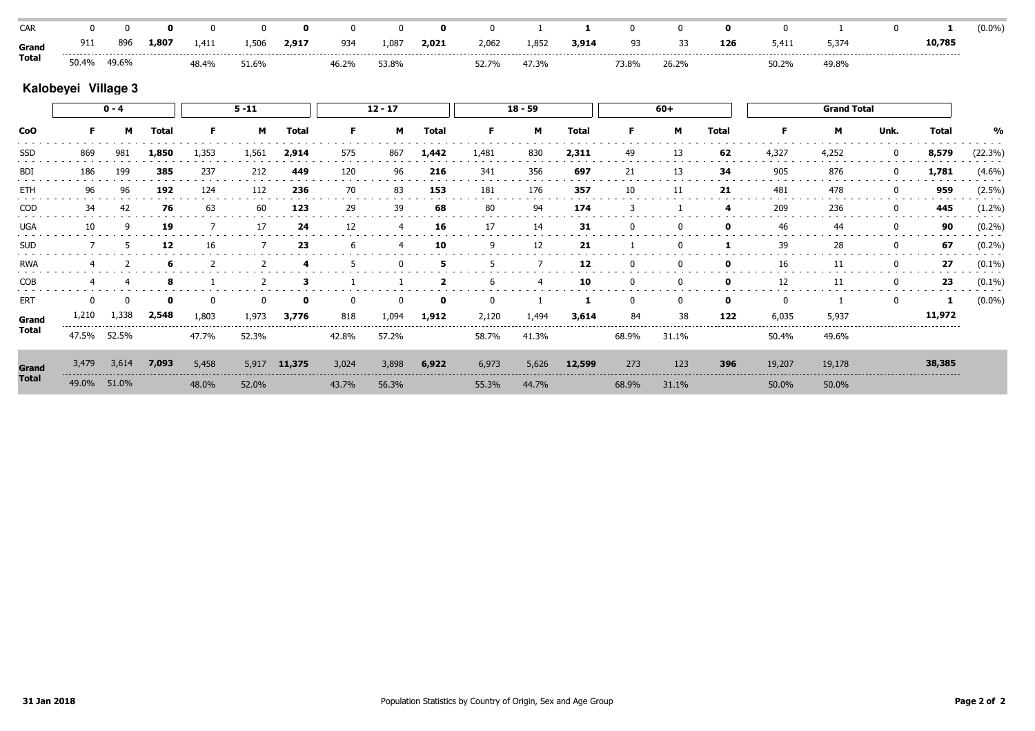| CoO | F | M | Total | F | M | Total | F | M | Total | F | M | Total | F | M | Total | F | M | Unk. | Total | % |
|---|---|---|---|---|---|---|---|---|---|---|---|---|---|---|---|---|---|---|---|---|
| CAR | 0 | 0 | **0** | 0 | 0 | **0** | 0 | 0 | **0** | 0 | 1 | **1** | 0 | 0 | **0** | 0 | 1 | 0 | **1** | (0.0%) |
| **Grand Total** | 911 | 896 | **1,807** | 1,411 | 1,506 | **2,917** | 934 | 1,087 | **2,021** | 2,062 | 1,852 | **3,914** | 93 | 33 | **126** | 5,411 | 5,374 | | **10,785** | |
| | 50.4% | 49.6% | | 48.4% | 51.6% | | 46.2% | 53.8% | | 52.7% | 47.3% | | 73.8% | 26.2% | | 50.2% | 49.8% | | | |

## Kalobeyei Village 3

| | 0 - 4 | | | 5 -11 | | | 12 - 17 | | | 18 - 59 | | | 60+ | | | Grand Total | | | | |
|---|---|---|---|---|---|---|---|---|---|---|---|---|---|---|---|---|---|---|---|---|
| **CoO** | **F** | **M** | **Total** | **F** | **M** | **Total** | **F** | **M** | **Total** | **F** | **M** | **Total** | **F** | **M** | **Total** | **F** | **M** | **Unk.** | **Total** | **%** |
| SSD | 869 | 981 | **1,850** | 1,353 | 1,561 | **2,914** | 575 | 867 | **1,442** | 1,481 | 830 | **2,311** | 49 | 13 | **62** | 4,327 | 4,252 | 0 | **8,579** | (22.3%) |
| BDI | 186 | 199 | **385** | 237 | 212 | **449** | 120 | 96 | **216** | 341 | 356 | **697** | 21 | 13 | **34** | 905 | 876 | 0 | **1,781** | (4.6%) |
| ETH | 96 | 96 | **192** | 124 | 112 | **236** | 70 | 83 | **153** | 181 | 176 | **357** | 10 | 11 | **21** | 481 | 478 | 0 | **959** | (2.5%) |
| COD | 34 | 42 | **76** | 63 | 60 | **123** | 29 | 39 | **68** | 80 | 94 | **174** | 3 | 1 | **4** | 209 | 236 | 0 | **445** | (1.2%) |
| UGA | 10 | 9 | **19** | 7 | 17 | **24** | 12 | 4 | **16** | 17 | 14 | **31** | 0 | 0 | **0** | 46 | 44 | 0 | **90** | (0.2%) |
| SUD | 7 | 5 | **12** | 16 | 7 | **23** | 6 | 4 | **10** | 9 | 12 | **21** | 1 | 0 | **1** | 39 | 28 | 0 | **67** | (0.2%) |
| RWA | 4 | 2 | **6** | 2 | 2 | **4** | 5 | 0 | **5** | 5 | 7 | **12** | 0 | 0 | **0** | 16 | 11 | 0 | **27** | (0.1%) |
| COB | 4 | 4 | **8** | 1 | 2 | **3** | 1 | 1 | **2** | 6 | 4 | **10** | 0 | 0 | **0** | 12 | 11 | 0 | **23** | (0.1%) |
| ERT | 0 | 0 | **0** | 0 | 0 | **0** | 0 | 0 | **0** | 0 | 1 | **1** | 0 | 0 | **0** | 0 | 1 | 0 | **1** | (0.0%) |
| **Grand Total** | 1,210 | 1,338 | **2,548** | 1,803 | 1,973 | **3,776** | 818 | 1,094 | **1,912** | 2,120 | 1,494 | **3,614** | 84 | 38 | **122** | 6,035 | 5,937 | | **11,972** | |
| | 47.5% | 52.5% | | 47.7% | 52.3% | | 42.8% | 57.2% | | 58.7% | 41.3% | | 68.9% | 31.1% | | 50.4% | 49.6% | | | |
| **Grand Total** | 3,479 | 3,614 | **7,093** | 5,458 | 5,917 | **11,375** | 3,024 | 3,898 | **6,922** | 6,973 | 5,626 | **12,599** | 273 | 123 | **396** | 19,207 | 19,178 | | **38,385** | |
| | 49.0% | 51.0% | | 48.0% | 52.0% | | 43.7% | 56.3% | | 55.3% | 44.7% | | 68.9% | 31.1% | | 50.0% | 50.0% | | | |

**31 Jan 2018** Population Statistics by Country of Origin, Sex and Age Group